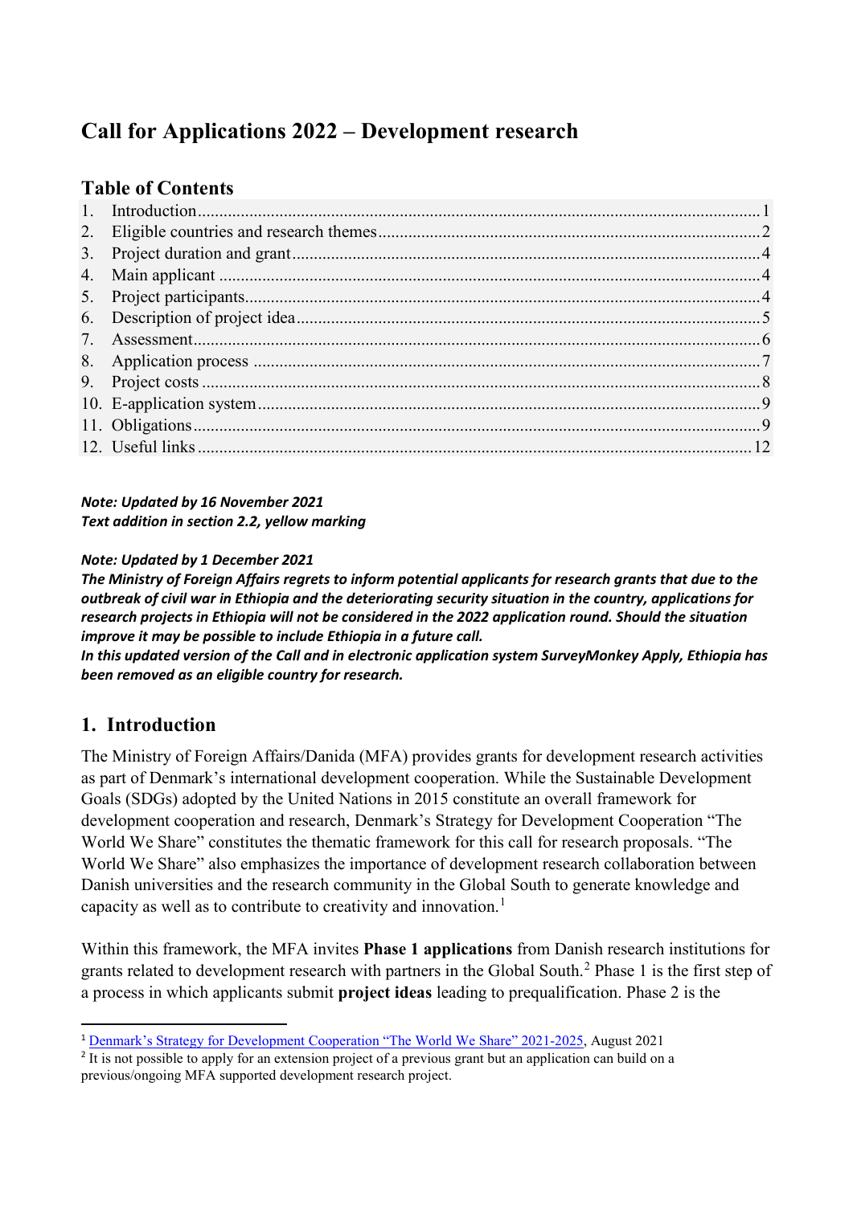# Call for Applications 2022 – Development research

## Table of Contents

| | | |
|---|---|---|
| 1. | Introduction | 1 |
| 2. | Eligible countries and research themes | 2 |
| 3. | Project duration and grant | 4 |
| 4. | Main applicant | 4 |
| 5. | Project participants | 4 |
| 6. | Description of project idea | 5 |
| 7. | Assessment | 6 |
| 8. | Application process | 7 |
| 9. | Project costs | 8 |
| 10. | E-application system | 9 |
| 11. | Obligations | 9 |
| 12. | Useful links | 12 |

***Note: Updated by 16 November 2021***
***Text addition in section 2.2, yellow marking***

***Note: Updated by 1 December 2021***
***The Ministry of Foreign Affairs regrets to inform potential applicants for research grants that due to the outbreak of civil war in Ethiopia and the deteriorating security situation in the country, applications for research projects in Ethiopia will not be considered in the 2022 application round. Should the situation improve it may be possible to include Ethiopia in a future call.***
***In this updated version of the Call and in electronic application system SurveyMonkey Apply, Ethiopia has been removed as an eligible country for research.***

## 1. Introduction

The Ministry of Foreign Affairs/Danida (MFA) provides grants for development research activities as part of Denmark's international development cooperation. While the Sustainable Development Goals (SDGs) adopted by the United Nations in 2015 constitute an overall framework for development cooperation and research, Denmark's Strategy for Development Cooperation "The World We Share" constitutes the thematic framework for this call for research proposals. "The World We Share" also emphasizes the importance of development research collaboration between Danish universities and the research community in the Global South to generate knowledge and capacity as well as to contribute to creativity and innovation.[1]

Within this framework, the MFA invites **Phase 1 applications** from Danish research institutions for grants related to development research with partners in the Global South.[2] Phase 1 is the first step of a process in which applicants submit **project ideas** leading to prequalification. Phase 2 is the

[1] Denmark's Strategy for Development Cooperation "The World We Share" 2021-2025, August 2021

[2] It is not possible to apply for an extension project of a previous grant but an application can build on a previous/ongoing MFA supported development research project.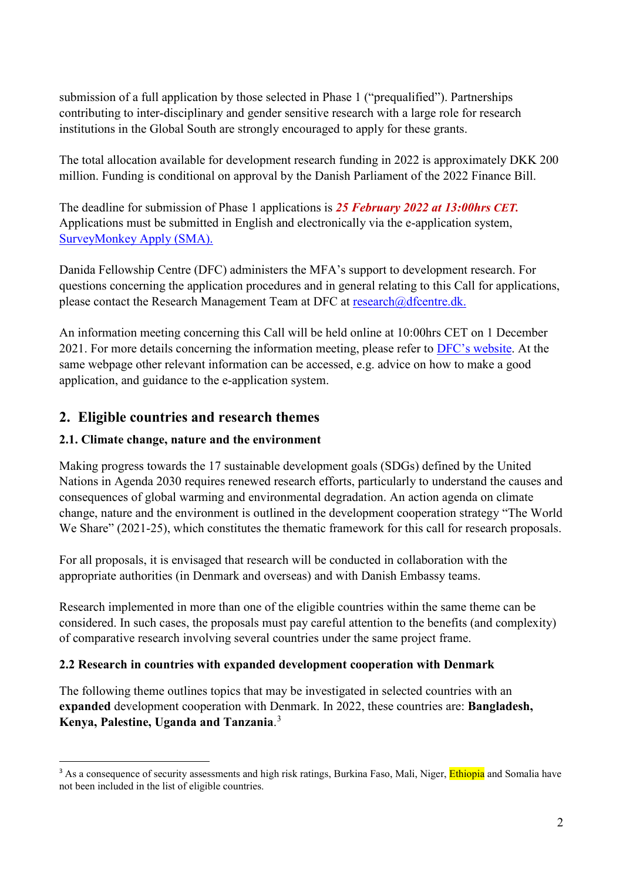submission of a full application by those selected in Phase 1 ("prequalified"). Partnerships contributing to inter-disciplinary and gender sensitive research with a large role for research institutions in the Global South are strongly encouraged to apply for these grants.

The total allocation available for development research funding in 2022 is approximately DKK 200 million. Funding is conditional on approval by the Danish Parliament of the 2022 Finance Bill.

The deadline for submission of Phase 1 applications is ***25 February 2022 at 13:00hrs CET.*** Applications must be submitted in English and electronically via the e-application system, [SurveyMonkey Apply (SMA).]

Danida Fellowship Centre (DFC) administers the MFA's support to development research. For questions concerning the application procedures and in general relating to this Call for applications, please contact the Research Management Team at DFC at research@dfcentre.dk.

An information meeting concerning this Call will be held online at 10:00hrs CET on 1 December 2021. For more details concerning the information meeting, please refer to [DFC's website]. At the same webpage other relevant information can be accessed, e.g. advice on how to make a good application, and guidance to the e-application system.

## 2. Eligible countries and research themes

### 2.1. Climate change, nature and the environment

Making progress towards the 17 sustainable development goals (SDGs) defined by the United Nations in Agenda 2030 requires renewed research efforts, particularly to understand the causes and consequences of global warming and environmental degradation. An action agenda on climate change, nature and the environment is outlined in the development cooperation strategy "The World We Share" (2021-25), which constitutes the thematic framework for this call for research proposals.

For all proposals, it is envisaged that research will be conducted in collaboration with the appropriate authorities (in Denmark and overseas) and with Danish Embassy teams.

Research implemented in more than one of the eligible countries within the same theme can be considered. In such cases, the proposals must pay careful attention to the benefits (and complexity) of comparative research involving several countries under the same project frame.

### 2.2 Research in countries with expanded development cooperation with Denmark

The following theme outlines topics that may be investigated in selected countries with an **expanded** development cooperation with Denmark. In 2022, these countries are: **Bangladesh, Kenya, Palestine, Uganda and Tanzania**.[3]

---

[3] As a consequence of security assessments and high risk ratings, Burkina Faso, Mali, Niger, Ethiopia and Somalia have not been included in the list of eligible countries.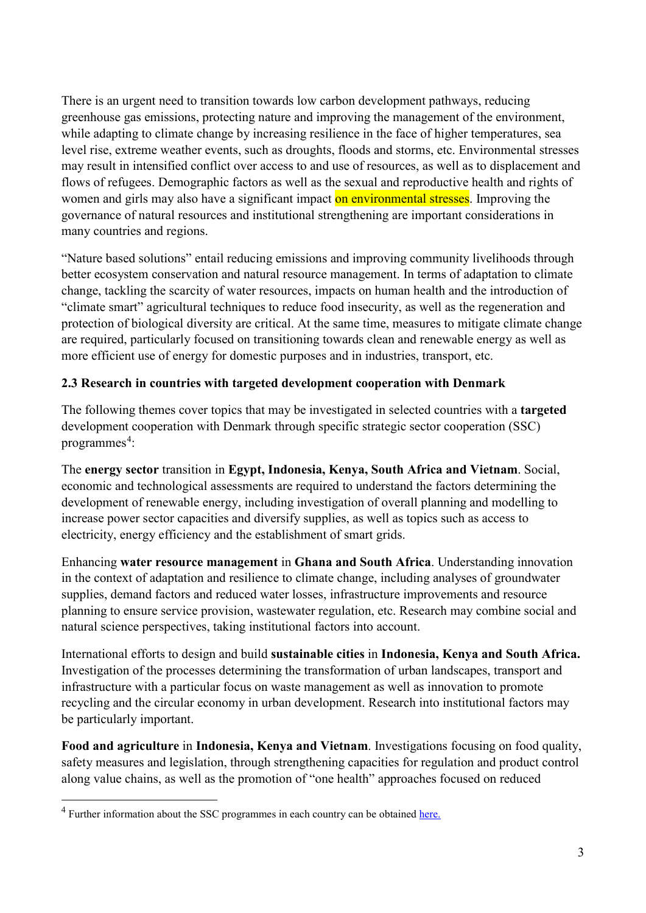There is an urgent need to transition towards low carbon development pathways, reducing greenhouse gas emissions, protecting nature and improving the management of the environment, while adapting to climate change by increasing resilience in the face of higher temperatures, sea level rise, extreme weather events, such as droughts, floods and storms, etc. Environmental stresses may result in intensified conflict over access to and use of resources, as well as to displacement and flows of refugees. Demographic factors as well as the sexual and reproductive health and rights of women and girls may also have a significant impact on environmental stresses. Improving the governance of natural resources and institutional strengthening are important considerations in many countries and regions.

"Nature based solutions" entail reducing emissions and improving community livelihoods through better ecosystem conservation and natural resource management. In terms of adaptation to climate change, tackling the scarcity of water resources, impacts on human health and the introduction of "climate smart" agricultural techniques to reduce food insecurity, as well as the regeneration and protection of biological diversity are critical. At the same time, measures to mitigate climate change are required, particularly focused on transitioning towards clean and renewable energy as well as more efficient use of energy for domestic purposes and in industries, transport, etc.

### 2.3 Research in countries with targeted development cooperation with Denmark

The following themes cover topics that may be investigated in selected countries with a **targeted** development cooperation with Denmark through specific strategic sector cooperation (SSC) programmes[4]:

The **energy sector** transition in **Egypt, Indonesia, Kenya, South Africa and Vietnam**. Social, economic and technological assessments are required to understand the factors determining the development of renewable energy, including investigation of overall planning and modelling to increase power sector capacities and diversify supplies, as well as topics such as access to electricity, energy efficiency and the establishment of smart grids.

Enhancing **water resource management** in **Ghana and South Africa**. Understanding innovation in the context of adaptation and resilience to climate change, including analyses of groundwater supplies, demand factors and reduced water losses, infrastructure improvements and resource planning to ensure service provision, wastewater regulation, etc. Research may combine social and natural science perspectives, taking institutional factors into account.

International efforts to design and build **sustainable cities** in **Indonesia, Kenya and South Africa.** Investigation of the processes determining the transformation of urban landscapes, transport and infrastructure with a particular focus on waste management as well as innovation to promote recycling and the circular economy in urban development. Research into institutional factors may be particularly important.

**Food and agriculture** in **Indonesia, Kenya and Vietnam**. Investigations focusing on food quality, safety measures and legislation, through strengthening capacities for regulation and product control along value chains, as well as the promotion of "one health" approaches focused on reduced

[4] Further information about the SSC programmes in each country can be obtained here.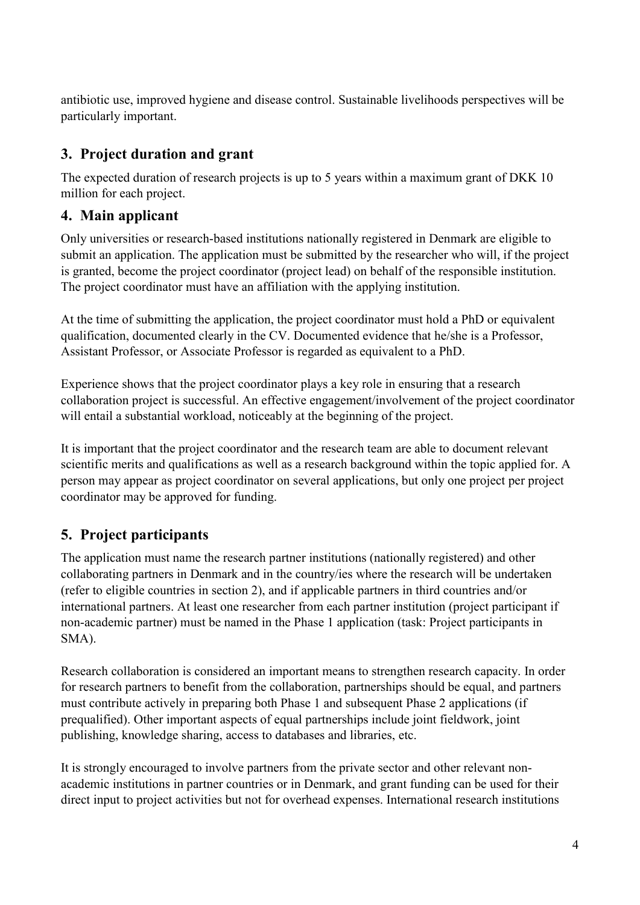antibiotic use, improved hygiene and disease control. Sustainable livelihoods perspectives will be particularly important.

## 3. Project duration and grant

The expected duration of research projects is up to 5 years within a maximum grant of DKK 10 million for each project.

## 4. Main applicant

Only universities or research-based institutions nationally registered in Denmark are eligible to submit an application. The application must be submitted by the researcher who will, if the project is granted, become the project coordinator (project lead) on behalf of the responsible institution. The project coordinator must have an affiliation with the applying institution.

At the time of submitting the application, the project coordinator must hold a PhD or equivalent qualification, documented clearly in the CV. Documented evidence that he/she is a Professor, Assistant Professor, or Associate Professor is regarded as equivalent to a PhD.

Experience shows that the project coordinator plays a key role in ensuring that a research collaboration project is successful. An effective engagement/involvement of the project coordinator will entail a substantial workload, noticeably at the beginning of the project.

It is important that the project coordinator and the research team are able to document relevant scientific merits and qualifications as well as a research background within the topic applied for. A person may appear as project coordinator on several applications, but only one project per project coordinator may be approved for funding.

## 5. Project participants

The application must name the research partner institutions (nationally registered) and other collaborating partners in Denmark and in the country/ies where the research will be undertaken (refer to eligible countries in section 2), and if applicable partners in third countries and/or international partners. At least one researcher from each partner institution (project participant if non-academic partner) must be named in the Phase 1 application (task: Project participants in SMA).

Research collaboration is considered an important means to strengthen research capacity. In order for research partners to benefit from the collaboration, partnerships should be equal, and partners must contribute actively in preparing both Phase 1 and subsequent Phase 2 applications (if prequalified). Other important aspects of equal partnerships include joint fieldwork, joint publishing, knowledge sharing, access to databases and libraries, etc.

It is strongly encouraged to involve partners from the private sector and other relevant non-academic institutions in partner countries or in Denmark, and grant funding can be used for their direct input to project activities but not for overhead expenses. International research institutions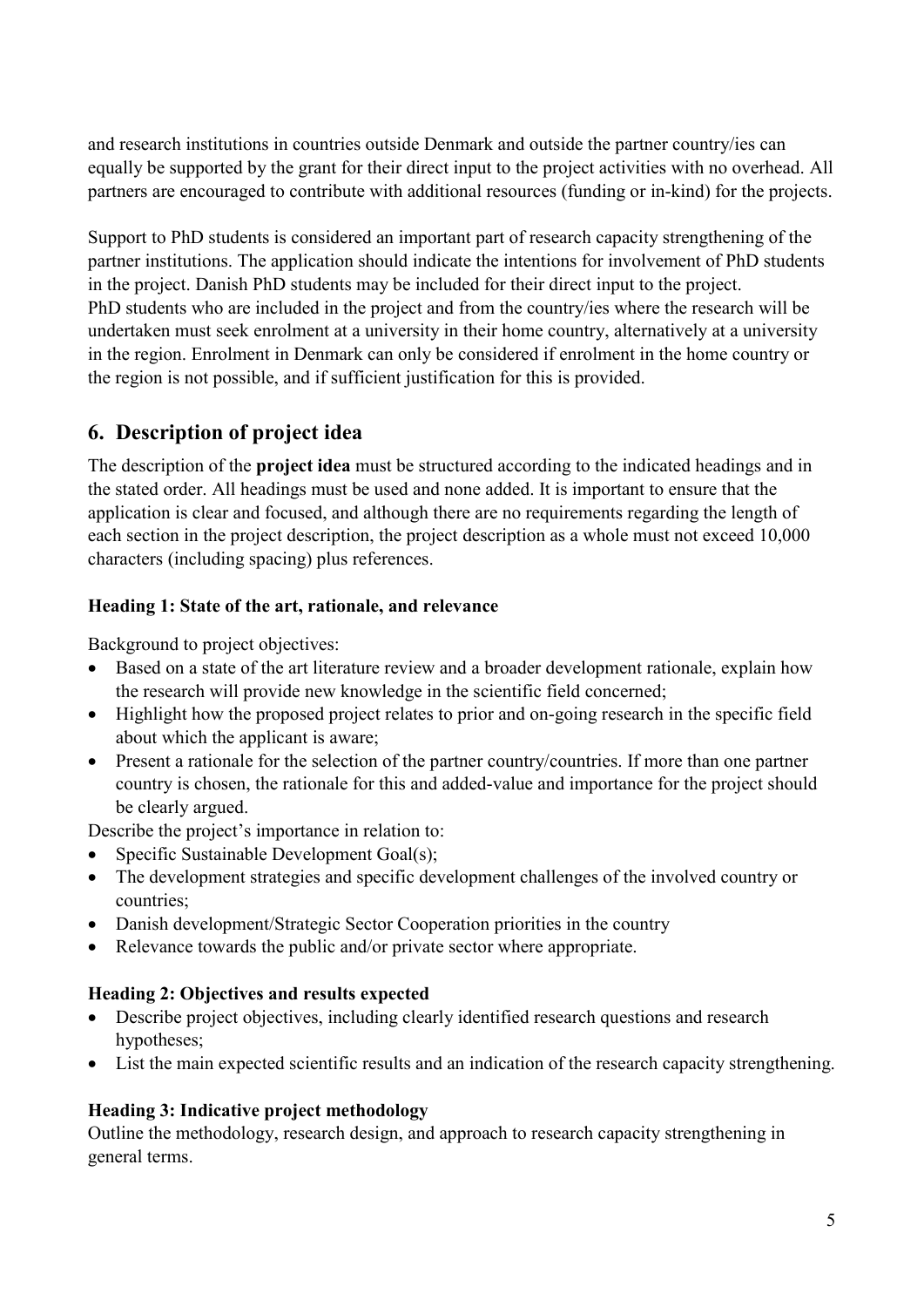and research institutions in countries outside Denmark and outside the partner country/ies can equally be supported by the grant for their direct input to the project activities with no overhead. All partners are encouraged to contribute with additional resources (funding or in-kind) for the projects.

Support to PhD students is considered an important part of research capacity strengthening of the partner institutions. The application should indicate the intentions for involvement of PhD students in the project. Danish PhD students may be included for their direct input to the project. PhD students who are included in the project and from the country/ies where the research will be undertaken must seek enrolment at a university in their home country, alternatively at a university in the region. Enrolment in Denmark can only be considered if enrolment in the home country or the region is not possible, and if sufficient justification for this is provided.

## 6. Description of project idea

The description of the **project idea** must be structured according to the indicated headings and in the stated order. All headings must be used and none added. It is important to ensure that the application is clear and focused, and although there are no requirements regarding the length of each section in the project description, the project description as a whole must not exceed 10,000 characters (including spacing) plus references.

### Heading 1: State of the art, rationale, and relevance

Background to project objectives:

- Based on a state of the art literature review and a broader development rationale, explain how the research will provide new knowledge in the scientific field concerned;
- Highlight how the proposed project relates to prior and on-going research in the specific field about which the applicant is aware;
- Present a rationale for the selection of the partner country/countries. If more than one partner country is chosen, the rationale for this and added-value and importance for the project should be clearly argued.

Describe the project's importance in relation to:

- Specific Sustainable Development Goal(s);
- The development strategies and specific development challenges of the involved country or countries;
- Danish development/Strategic Sector Cooperation priorities in the country
- Relevance towards the public and/or private sector where appropriate.

### Heading 2: Objectives and results expected

- Describe project objectives, including clearly identified research questions and research hypotheses;
- List the main expected scientific results and an indication of the research capacity strengthening.

### Heading 3: Indicative project methodology

Outline the methodology, research design, and approach to research capacity strengthening in general terms.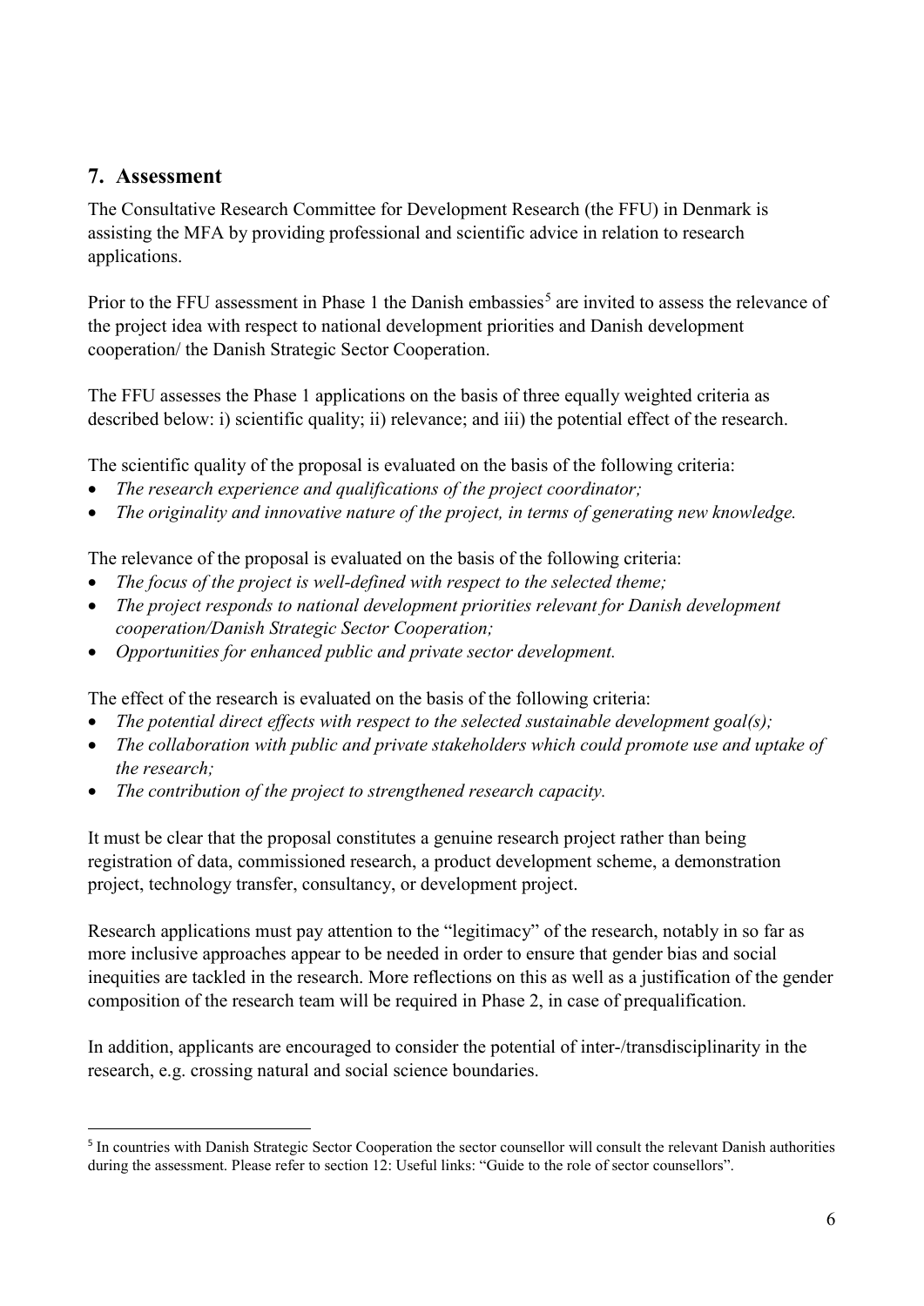## 7. Assessment

The Consultative Research Committee for Development Research (the FFU) in Denmark is assisting the MFA by providing professional and scientific advice in relation to research applications.

Prior to the FFU assessment in Phase 1 the Danish embassies[5] are invited to assess the relevance of the project idea with respect to national development priorities and Danish development cooperation/ the Danish Strategic Sector Cooperation.

The FFU assesses the Phase 1 applications on the basis of three equally weighted criteria as described below: i) scientific quality; ii) relevance; and iii) the potential effect of the research.

The scientific quality of the proposal is evaluated on the basis of the following criteria:

- *The research experience and qualifications of the project coordinator;*
- *The originality and innovative nature of the project, in terms of generating new knowledge.*

The relevance of the proposal is evaluated on the basis of the following criteria:

- *The focus of the project is well-defined with respect to the selected theme;*
- *The project responds to national development priorities relevant for Danish development cooperation/Danish Strategic Sector Cooperation;*
- *Opportunities for enhanced public and private sector development.*

The effect of the research is evaluated on the basis of the following criteria:

- *The potential direct effects with respect to the selected sustainable development goal(s);*
- *The collaboration with public and private stakeholders which could promote use and uptake of the research;*
- *The contribution of the project to strengthened research capacity.*

It must be clear that the proposal constitutes a genuine research project rather than being registration of data, commissioned research, a product development scheme, a demonstration project, technology transfer, consultancy, or development project.

Research applications must pay attention to the "legitimacy" of the research, notably in so far as more inclusive approaches appear to be needed in order to ensure that gender bias and social inequities are tackled in the research. More reflections on this as well as a justification of the gender composition of the research team will be required in Phase 2, in case of prequalification.

In addition, applicants are encouraged to consider the potential of inter-/transdisciplinarity in the research, e.g. crossing natural and social science boundaries.

---

[5] In countries with Danish Strategic Sector Cooperation the sector counsellor will consult the relevant Danish authorities during the assessment. Please refer to section 12: Useful links: "Guide to the role of sector counsellors".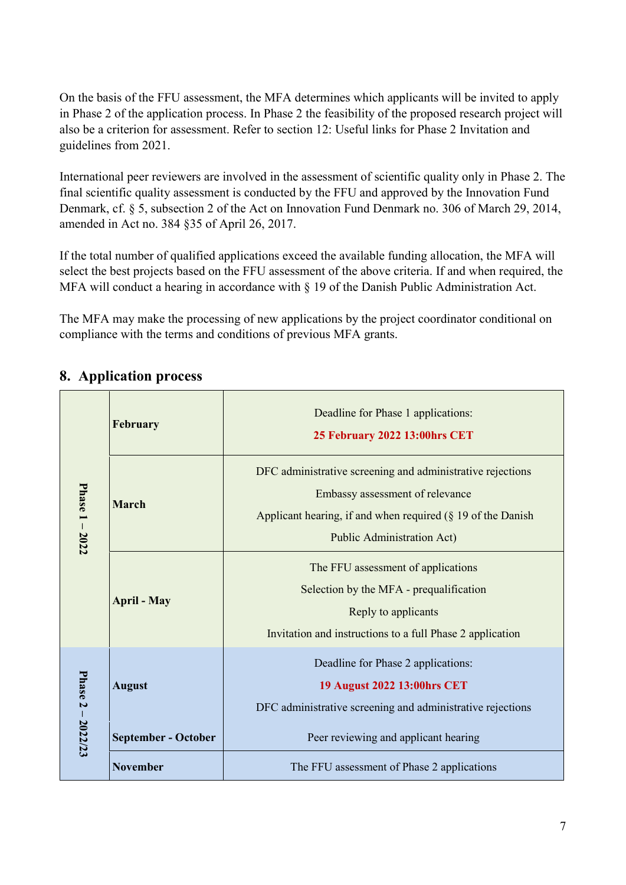On the basis of the FFU assessment, the MFA determines which applicants will be invited to apply in Phase 2 of the application process. In Phase 2 the feasibility of the proposed research project will also be a criterion for assessment. Refer to section 12: Useful links for Phase 2 Invitation and guidelines from 2021.

International peer reviewers are involved in the assessment of scientific quality only in Phase 2. The final scientific quality assessment is conducted by the FFU and approved by the Innovation Fund Denmark, cf. § 5, subsection 2 of the Act on Innovation Fund Denmark no. 306 of March 29, 2014, amended in Act no. 384 §35 of April 26, 2017.

If the total number of qualified applications exceed the available funding allocation, the MFA will select the best projects based on the FFU assessment of the above criteria. If and when required, the MFA will conduct a hearing in accordance with § 19 of the Danish Public Administration Act.

The MFA may make the processing of new applications by the project coordinator conditional on compliance with the terms and conditions of previous MFA grants.

## 8. Application process

| Phase | Month | Activity |
|---|---|---|
| **Phase 1 – 2022** | **February** | Deadline for Phase 1 applications: **25 February 2022 13:00hrs CET** |
| | **March** | DFC administrative screening and administrative rejections<br>Embassy assessment of relevance<br>Applicant hearing, if and when required (§ 19 of the Danish Public Administration Act) |
| | **April - May** | The FFU assessment of applications<br>Selection by the MFA - prequalification<br>Reply to applicants<br>Invitation and instructions to a full Phase 2 application |
| **Phase 2 – 2022/23** | **August** | Deadline for Phase 2 applications: **19 August 2022 13:00hrs CET**<br>DFC administrative screening and administrative rejections |
| | **September - October** | Peer reviewing and applicant hearing |
| | **November** | The FFU assessment of Phase 2 applications |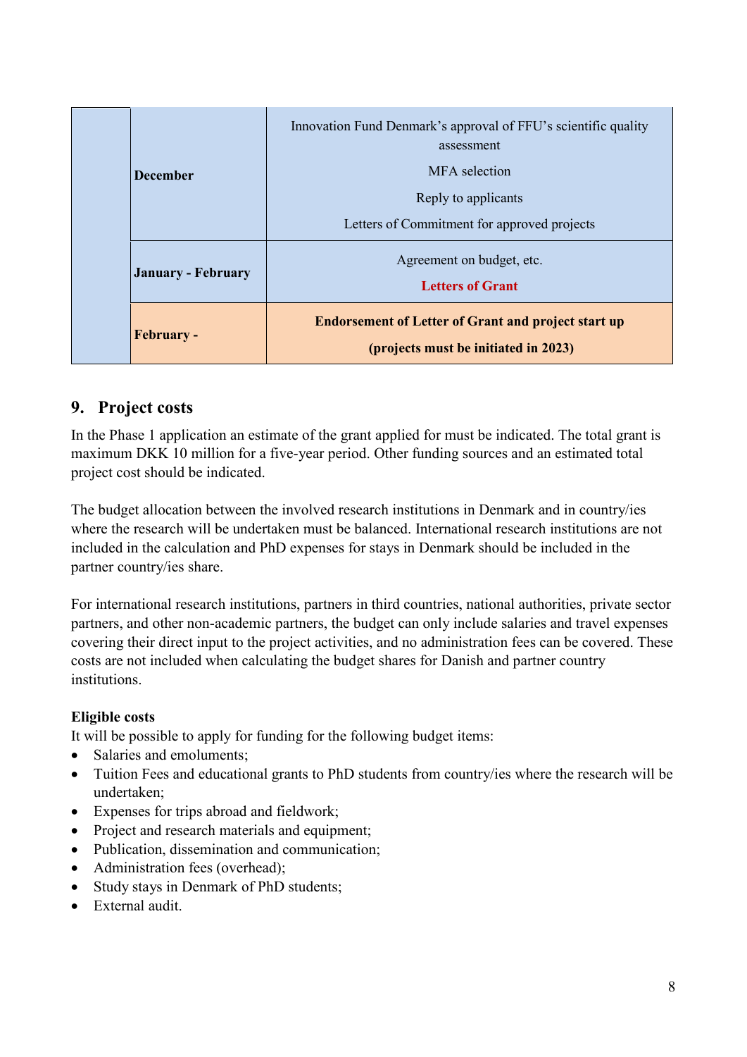| | | |
|---|---|---|
| | **December** | Innovation Fund Denmark's approval of FFU's scientific quality assessment<br><br>MFA selection<br><br>Reply to applicants<br><br>Letters of Commitment for approved projects |
| | **January - February** | Agreement on budget, etc.<br><br>**Letters of Grant** |
| | **February -** | **Endorsement of Letter of Grant and project start up**<br><br>**(projects must be initiated in 2023)** |

## 9. Project costs

In the Phase 1 application an estimate of the grant applied for must be indicated. The total grant is maximum DKK 10 million for a five-year period. Other funding sources and an estimated total project cost should be indicated.

The budget allocation between the involved research institutions in Denmark and in country/ies where the research will be undertaken must be balanced. International research institutions are not included in the calculation and PhD expenses for stays in Denmark should be included in the partner country/ies share.

For international research institutions, partners in third countries, national authorities, private sector partners, and other non-academic partners, the budget can only include salaries and travel expenses covering their direct input to the project activities, and no administration fees can be covered. These costs are not included when calculating the budget shares for Danish and partner country institutions.

**Eligible costs**

It will be possible to apply for funding for the following budget items:

- Salaries and emoluments;
- Tuition Fees and educational grants to PhD students from country/ies where the research will be undertaken;
- Expenses for trips abroad and fieldwork;
- Project and research materials and equipment;
- Publication, dissemination and communication;
- Administration fees (overhead);
- Study stays in Denmark of PhD students;
- External audit.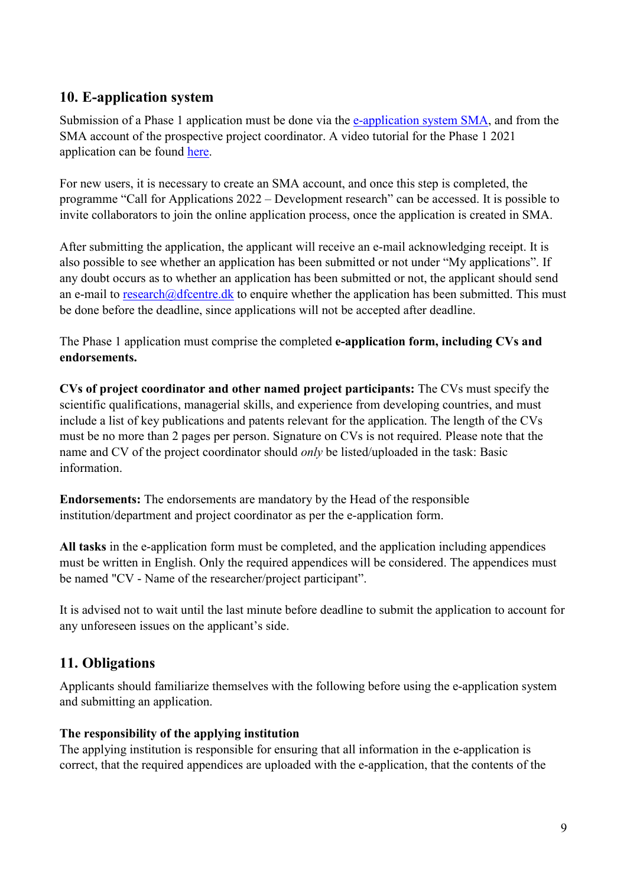## 10. E-application system

Submission of a Phase 1 application must be done via the [e-application system SMA](), and from the SMA account of the prospective project coordinator. A video tutorial for the Phase 1 2021 application can be found [here]().

For new users, it is necessary to create an SMA account, and once this step is completed, the programme "Call for Applications 2022 – Development research" can be accessed. It is possible to invite collaborators to join the online application process, once the application is created in SMA.

After submitting the application, the applicant will receive an e-mail acknowledging receipt. It is also possible to see whether an application has been submitted or not under "My applications". If any doubt occurs as to whether an application has been submitted or not, the applicant should send an e-mail to research@dfcentre.dk to enquire whether the application has been submitted. This must be done before the deadline, since applications will not be accepted after deadline.

The Phase 1 application must comprise the completed **e-application form, including CVs and endorsements.**

**CVs of project coordinator and other named project participants:** The CVs must specify the scientific qualifications, managerial skills, and experience from developing countries, and must include a list of key publications and patents relevant for the application. The length of the CVs must be no more than 2 pages per person. Signature on CVs is not required. Please note that the name and CV of the project coordinator should *only* be listed/uploaded in the task: Basic information.

**Endorsements:** The endorsements are mandatory by the Head of the responsible institution/department and project coordinator as per the e-application form.

**All tasks** in the e-application form must be completed, and the application including appendices must be written in English. Only the required appendices will be considered. The appendices must be named "CV - Name of the researcher/project participant".

It is advised not to wait until the last minute before deadline to submit the application to account for any unforeseen issues on the applicant's side.

## 11. Obligations

Applicants should familiarize themselves with the following before using the e-application system and submitting an application.

**The responsibility of the applying institution**

The applying institution is responsible for ensuring that all information in the e-application is correct, that the required appendices are uploaded with the e-application, that the contents of the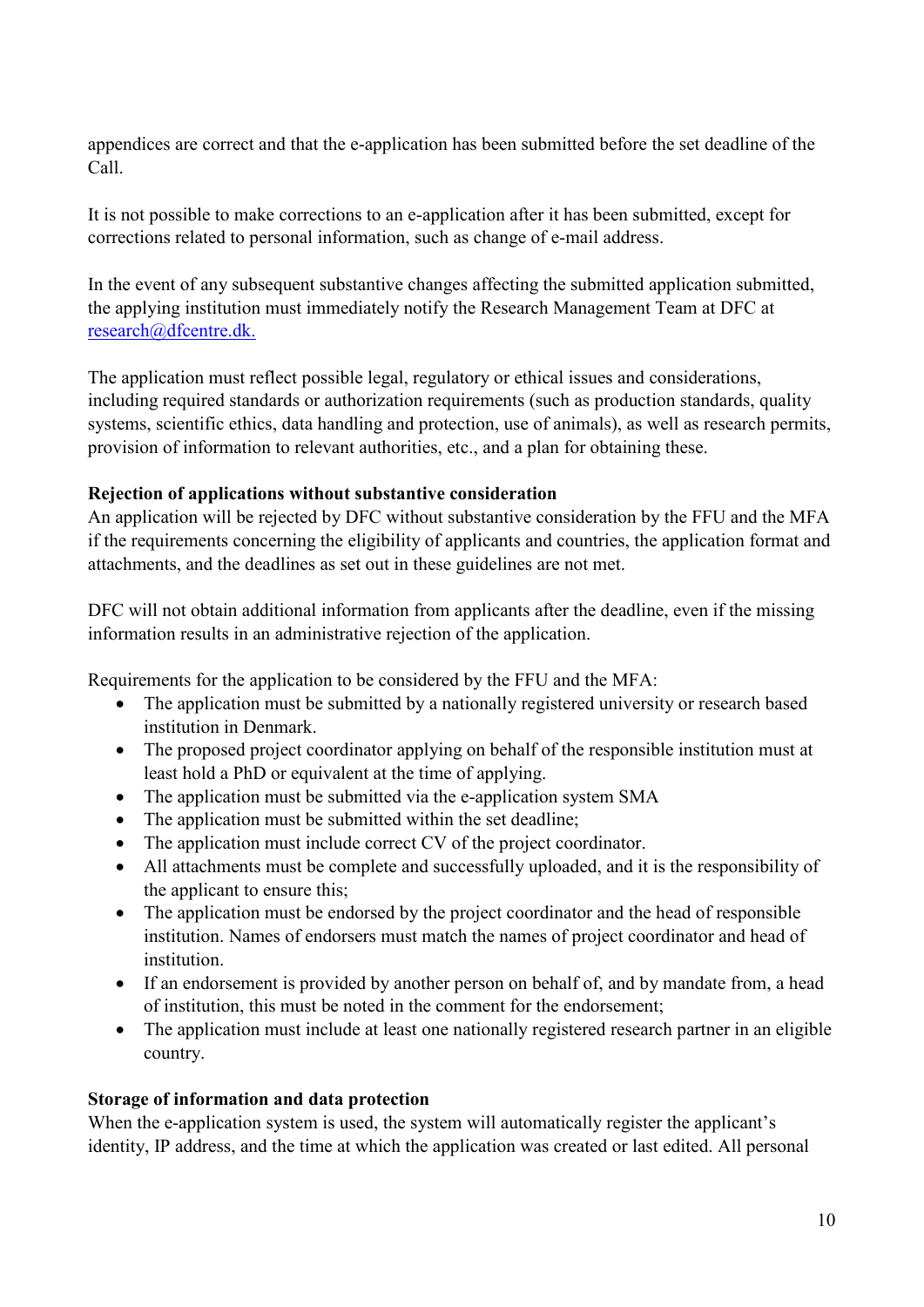appendices are correct and that the e-application has been submitted before the set deadline of the Call.

It is not possible to make corrections to an e-application after it has been submitted, except for corrections related to personal information, such as change of e-mail address.

In the event of any subsequent substantive changes affecting the submitted application submitted, the applying institution must immediately notify the Research Management Team at DFC at research@dfcentre.dk.

The application must reflect possible legal, regulatory or ethical issues and considerations, including required standards or authorization requirements (such as production standards, quality systems, scientific ethics, data handling and protection, use of animals), as well as research permits, provision of information to relevant authorities, etc., and a plan for obtaining these.

**Rejection of applications without substantive consideration**

An application will be rejected by DFC without substantive consideration by the FFU and the MFA if the requirements concerning the eligibility of applicants and countries, the application format and attachments, and the deadlines as set out in these guidelines are not met.

DFC will not obtain additional information from applicants after the deadline, even if the missing information results in an administrative rejection of the application.

Requirements for the application to be considered by the FFU and the MFA:

- The application must be submitted by a nationally registered university or research based institution in Denmark.
- The proposed project coordinator applying on behalf of the responsible institution must at least hold a PhD or equivalent at the time of applying.
- The application must be submitted via the e-application system SMA
- The application must be submitted within the set deadline;
- The application must include correct CV of the project coordinator.
- All attachments must be complete and successfully uploaded, and it is the responsibility of the applicant to ensure this;
- The application must be endorsed by the project coordinator and the head of responsible institution. Names of endorsers must match the names of project coordinator and head of institution.
- If an endorsement is provided by another person on behalf of, and by mandate from, a head of institution, this must be noted in the comment for the endorsement;
- The application must include at least one nationally registered research partner in an eligible country.

**Storage of information and data protection**

When the e-application system is used, the system will automatically register the applicant's identity, IP address, and the time at which the application was created or last edited. All personal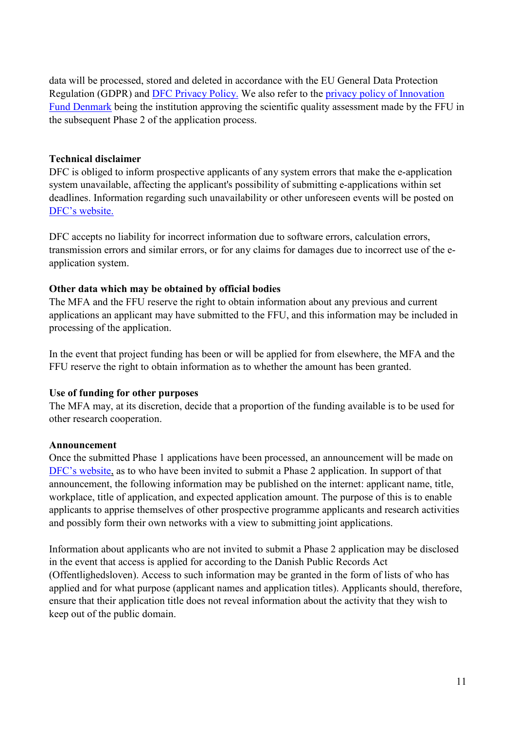data will be processed, stored and deleted in accordance with the EU General Data Protection Regulation (GDPR) and DFC Privacy Policy. We also refer to the privacy policy of Innovation Fund Denmark being the institution approving the scientific quality assessment made by the FFU in the subsequent Phase 2 of the application process.

**Technical disclaimer**

DFC is obliged to inform prospective applicants of any system errors that make the e-application system unavailable, affecting the applicant's possibility of submitting e-applications within set deadlines. Information regarding such unavailability or other unforeseen events will be posted on DFC's website.

DFC accepts no liability for incorrect information due to software errors, calculation errors, transmission errors and similar errors, or for any claims for damages due to incorrect use of the e-application system.

**Other data which may be obtained by official bodies**

The MFA and the FFU reserve the right to obtain information about any previous and current applications an applicant may have submitted to the FFU, and this information may be included in processing of the application.

In the event that project funding has been or will be applied for from elsewhere, the MFA and the FFU reserve the right to obtain information as to whether the amount has been granted.

**Use of funding for other purposes**

The MFA may, at its discretion, decide that a proportion of the funding available is to be used for other research cooperation.

**Announcement**

Once the submitted Phase 1 applications have been processed, an announcement will be made on DFC's website, as to who have been invited to submit a Phase 2 application. In support of that announcement, the following information may be published on the internet: applicant name, title, workplace, title of application, and expected application amount. The purpose of this is to enable applicants to apprise themselves of other prospective programme applicants and research activities and possibly form their own networks with a view to submitting joint applications.

Information about applicants who are not invited to submit a Phase 2 application may be disclosed in the event that access is applied for according to the Danish Public Records Act (Offentlighedsloven). Access to such information may be granted in the form of lists of who has applied and for what purpose (applicant names and application titles). Applicants should, therefore, ensure that their application title does not reveal information about the activity that they wish to keep out of the public domain.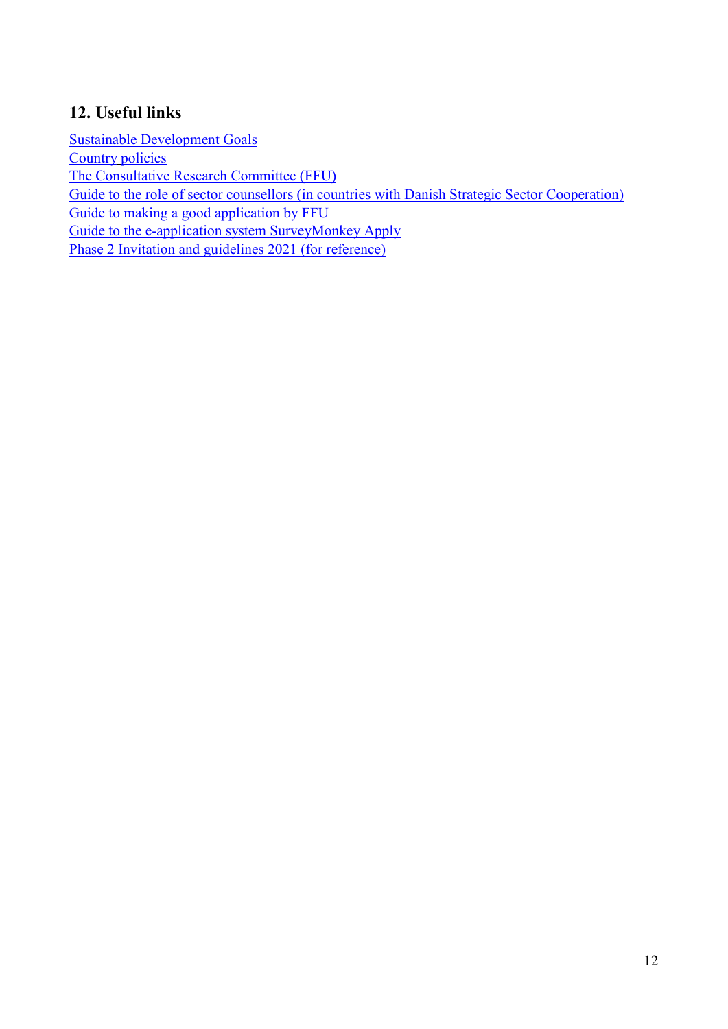## 12. Useful links

Sustainable Development Goals
Country policies
The Consultative Research Committee (FFU)
Guide to the role of sector counsellors (in countries with Danish Strategic Sector Cooperation)
Guide to making a good application by FFU
Guide to the e-application system SurveyMonkey Apply
Phase 2 Invitation and guidelines 2021 (for reference)